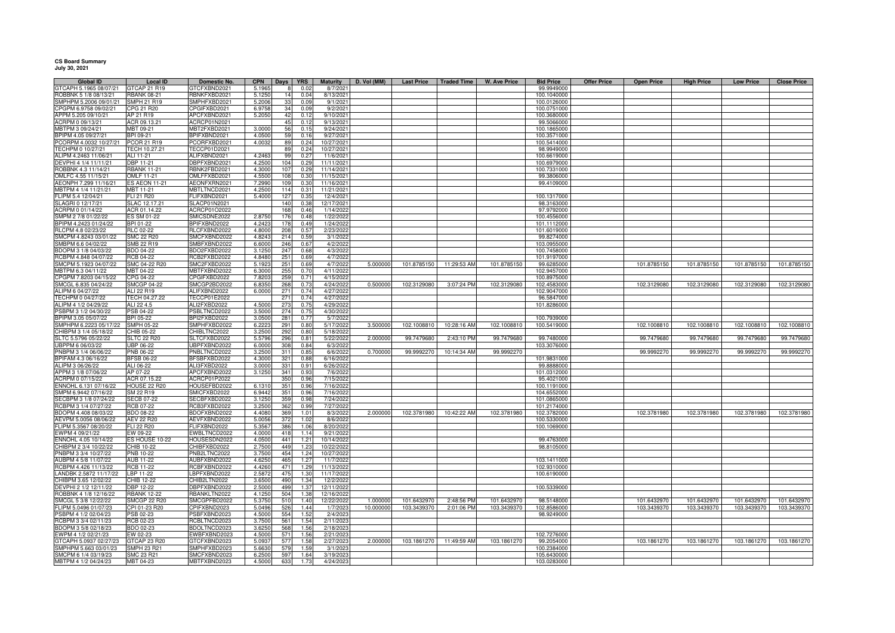**CS Board Summary**
**July 30, 2021**

| Global ID | Local ID | Domestic No. | CPN | Days | YRS | Maturity | D. Vol (MM) | Last Price | Traded Time | W. Ave Price | Bid Price | Offer Price | Open Price | High Price | Low Price | Close Price |
|---|---|---|---|---|---|---|---|---|---|---|---|---|---|---|---|---|
| GTCAPH 5.1965 08/07/21 | GTCAP 21 R19 | GTCFXBND2021 | 5.1965 | 8 | 0.02 | 8/7/2021 | | | | | 99.9949000 | | | | | |
| ROBBNK 5 1/8 08/13/21 | RBANK 08-21 | RBNKFXBD2021 | 5.1250 | 14 | 0.04 | 8/13/2021 | | | | | 100.1040000 | | | | | |
| SMPHPM 5.2006 09/01/21 | SMPH 21 R19 | SMPHFXBD2021 | 5.2006 | 33 | 0.09 | 9/1/2021 | | | | | 100.0126000 | | | | | |
| CPGPM 6.9758 09/02/21 | CPG 21 R20 | CPGIFXBD2021 | 6.9758 | 34 | 0.09 | 9/2/2021 | | | | | 100.0751000 | | | | | |
| APPM 5.205 09/10/21 | AP 21 R19 | APCFXBND2021 | 5.2050 | 42 | 0.12 | 9/10/2021 | | | | | 100.3680000 | | | | | |
| ACRPM 0 09/13/21 | ACR 09.13.21 | ACRCP01N2021 | | 45 | 0.12 | 9/13/2021 | | | | | 99.5066000 | | | | | |
| MBTPM 3 09/24/21 | MBT 09-21 | MBT2FXBD2021 | 3.0000 | 56 | 0.15 | 9/24/2021 | | | | | 100.1865000 | | | | | |
| BPIPM 4.05 09/27/21 | BPI 09-21 | BPIFXBND2021 | 4.0500 | 59 | 0.16 | 9/27/2021 | | | | | 100.3571000 | | | | | |
| PCORPM 4.0032 10/27/21 | PCOR 21 R19 | PCORFXBD2021 | 4.0032 | 89 | 0.24 | 10/27/2021 | | | | | 100.5414000 | | | | | |
| TECHPM 0 10/27/21 | TECH 10.27.21 | TECP01D2021 | | 89 | 0.24 | 10/27/2021 | | | | | 98.9949000 | | | | | |
| ALIPM 4.2463 11/06/21 | ALI 11-21 | ALIFXBND2021 | 4.2463 | 99 | 0.27 | 11/6/2021 | | | | | 100.6619000 | | | | | |
| DEVPHI 4 1/4 11/11/21 | DBP 11-21 | DBPFXBND2021 | 4.2500 | 104 | 0.29 | 11/11/2021 | | | | | 100.6979000 | | | | | |
| ROBBNK 4.3 11/14/21 | RBANK 11-21 | RBNK2FBD2021 | 4.3000 | 107 | 0.29 | 11/14/2021 | | | | | 100.7331000 | | | | | |
| OMLFC 4.55 11/15/21 | OMLF 11-21 | OMLFFXBD2021 | 4.5500 | 108 | 0.30 | 11/15/2021 | | | | | 99.3806000 | | | | | |
| AEONPH 7.299 11/16/21 | ES AEON 11-21 | AEONFXRN2021 | 7.2990 | 109 | 0.30 | 11/16/2021 | | | | | 99.4109000 | | | | | |
| MBTPM 4 1/4 11/21/21 | MBT 11-21 | MBTLTNCD2021 | 4.2500 | 114 | 0.31 | 11/21/2021 | | | | | | | | | | |
| FLIPM 5.4 12/04/21 | FLI 21 R20 | FLIFXBND2021 | 5.4000 | 127 | 0.35 | 12/4/2021 | | | | | 100.1317000 | | | | | |
| SLAGRI 0 12/17/21 | SLAC 12.17.21 | SLACP01N2021 | | 140 | 0.38 | 12/17/2021 | | | | | 98.3163000 | | | | | |
| ACRPM 0 01/14/22 | ACR 01.14.22 | ACRCP01O2022 | | 168 | 0.46 | 1/14/2022 | | | | | 97.9792000 | | | | | |
| SMPM 2 7/8 01/22/22 | ES SM 01-22 | SMICSDNE2022 | 2.8750 | 176 | 0.48 | 1/22/2022 | | | | | 100.4556000 | | | | | |
| BPIPM 4.2423 01/24/22 | BPI 01-22 | BPIFXBND2022 | 4.2423 | 178 | 0.49 | 1/24/2022 | | | | | 101.1112000 | | | | | |
| RLCPM 4.8 02/23/22 | RLC 02-22 | RLCFXBND2022 | 4.8000 | 208 | 0.57 | 2/23/2022 | | | | | 101.6019000 | | | | | |
| SMCPM 4.8243 03/01/22 | SMC 22 R20 | SMCFXBND2022 | 4.8243 | 214 | 0.59 | 3/1/2022 | | | | | 99.8274000 | | | | | |
| SMBPM 6.6 04/02/22 | SMB 22 R19 | SMBFXBND2022 | 6.6000 | 246 | 0.67 | 4/2/2022 | | | | | 103.0955000 | | | | | |
| BDOPM 3 1/8 04/03/22 | BDO 04-22 | BDO2FXBD2022 | 3.1250 | 247 | 0.68 | 4/3/2022 | | | | | 100.7458000 | | | | | |
| RCBPM 4.848 04/07/22 | RCB 04-22 | RCB2FXBD2022 | 4.8480 | 251 | 0.69 | 4/7/2022 | | | | | 101.9197000 | | | | | |
| SMCPM 5.1923 04/07/22 | SMC 04-22 R20 | SMC2FXBD2022 | 5.1923 | 251 | 0.69 | 4/7/2022 | 5.000000 | 101.8785150 | 11:29:53 AM | 101.8785150 | 99.6285000 | | 101.8785150 | 101.8785150 | 101.8785150 | 101.8785150 |
| MBTPM 6.3 04/11/22 | MBT 04-22 | MBTFXBND2022 | 6.3000 | 255 | 0.70 | 4/11/2022 | | | | | 102.9457000 | | | | | |
| CPGPM 7.8203 04/15/22 | CPG 04-22 | CPGIFXBD2022 | 7.8203 | 259 | 0.71 | 4/15/2022 | | | | | 100.8975000 | | | | | |
| SMCGL 6.835 04/24/22 | SMCGP 04-22 | SMCGP2BD2022 | 6.8350 | 268 | 0.73 | 4/24/2022 | 0.500000 | 102.3129080 | 3:07:24 PM | 102.3129080 | 102.4583000 | | 102.3129080 | 102.3129080 | 102.3129080 | 102.3129080 |
| ALIPM 6 04/27/22 | ALI 22 R19 | ALIFXBND2022 | 6.0000 | 271 | 0.74 | 4/27/2022 | | | | | 102.9047000 | | | | | |
| TECHPM 0 04/27/22 | TECH 04.27.22 | TECCP01E2022 | | 271 | 0.74 | 4/27/2022 | | | | | 96.5847000 | | | | | |
| ALIPM 4 1/2 04/29/22 | ALI 22 4.5 | ALI2FXBD2022 | 4.5000 | 273 | 0.75 | 4/29/2022 | | | | | 101.8286000 | | | | | |
| PSBPM 3 1/2 04/30/22 | PSB 04-22 | PSBLTNCD2022 | 3.5000 | 274 | 0.75 | 4/30/2022 | | | | | | | | | | |
| BPIPM 3.05 05/07/22 | BPI 05-22 | BPI2FXBD2022 | 3.0500 | 281 | 0.77 | 5/7/2022 | | | | | 100.7939000 | | | | | |
| SMPHPM 6.2223 05/17/22 | SMPH 05-22 | SMPHFXBD2022 | 6.2223 | 291 | 0.80 | 5/17/2022 | 3.500000 | 102.1008810 | 10:28:16 AM | 102.1008810 | 100.5419000 | | 102.1008810 | 102.1008810 | 102.1008810 | 102.1008810 |
| CHIBPM 3 1/4 05/18/22 | CHIB 05-22 | CHIBLTNC2022 | 3.2500 | 292 | 0.80 | 5/18/2022 | | | | | | | | | | |
| SLTC 5.5796 05/22/22 | SLTC 22 R20 | SLTCFXBD2022 | 5.5796 | 296 | 0.81 | 5/22/2022 | 2.000000 | 99.7479680 | 2:43:10 PM | 99.7479680 | 99.7480000 | | 99.7479680 | 99.7479680 | 99.7479680 | 99.7479680 |
| UBPPM 6 06/03/22 | UBP 06-22 | UBPFXBND2022 | 6.0000 | 308 | 0.84 | 6/3/2022 | | | | | 103.3076000 | | | | | |
| PNBPM 3 1/4 06/06/22 | PNB 06-22 | PNBLTNCD2022 | 3.2500 | 311 | 0.85 | 6/6/2022 | 0.700000 | 99.9992270 | 10:14:34 AM | 99.9992270 | | | 99.9992270 | 99.9992270 | 99.9992270 | 99.9992270 |
| BFIFAM 4.3 06/16/22 | BFSB 06-22 | BFSBFXBD2022 | 4.3000 | 321 | 0.88 | 6/16/2022 | | | | | 101.9831000 | | | | | |
| ALIPM 3 06/26/22 | ALI 06-22 | ALI3FXBD2022 | 3.0000 | 331 | 0.91 | 6/26/2022 | | | | | 99.8888000 | | | | | |
| APPM 3 1/8 07/06/22 | AP 07-22 | APCFXBND2022 | 3.1250 | 341 | 0.93 | 7/6/2022 | | | | | 101.0312000 | | | | | |
| ACRPM 0 07/15/22 | ACR 07.15.22 | ACRCP01P2022 | | 350 | 0.96 | 7/15/2022 | | | | | 95.4021000 | | | | | |
| ENNOHL 6.131 07/16/22 | HOUSE 22 R20 | HOUSEFBD2022 | 6.1310 | 351 | 0.96 | 7/16/2022 | | | | | 100.1191000 | | | | | |
| SMPM 6.9442 07/16/22 | SM 22 R19 | SMICFXBD2022 | 6.9442 | 351 | 0.96 | 7/16/2022 | | | | | 104.6552000 | | | | | |
| SECBPM 3 1/8 07/24/22 | SECB 07-22 | SECBFXBD2022 | 3.1250 | 359 | 0.98 | 7/24/2022 | | | | | 101.0865000 | | | | | |
| RCBPM 3 1/4 07/27/22 | RCB 07-22 | RCB3FXBD2022 | 3.2500 | 362 | 0.99 | 7/27/2022 | | | | | 101.2174000 | | | | | |
| BDOPM 4.408 08/03/22 | BDO 08-22 | BDOFXBND2022 | 4.4080 | 369 | 1.01 | 8/3/2022 | 2.000000 | 102.3781980 | 10:42:22 AM | 102.3781980 | 102.3782000 | | 102.3781980 | 102.3781980 | 102.3781980 | 102.3781980 |
| AEVPM 5.0056 08/06/22 | AEV 22 R20 | AEVFXBND2022 | 5.0056 | 372 | 1.02 | 8/6/2022 | | | | | 100.5330000 | | | | | |
| FLIPM 5.3567 08/20/22 | FLI 22 R20 | FLIFXBND2022 | 5.3567 | 386 | 1.06 | 8/20/2022 | | | | | 100.1069000 | | | | | |
| EWPM 4 09/21/22 | EW 09-22 | EWBLTNCD2022 | 4.0000 | 418 | 1.14 | 9/21/2022 | | | | | | | | | | |
| ENNOHL 4.05 10/14/22 | ES HOUSE 10-22 | HOUSESDN2022 | 4.0500 | 441 | 1.21 | 10/14/2022 | | | | | 99.4763000 | | | | | |
| CHIBPM 2 3/4 10/22/22 | CHIB 10-22 | CHIBFXBD2022 | 2.7500 | 449 | 1.23 | 10/22/2022 | | | | | 98.8105000 | | | | | |
| PNBPM 3 3/4 10/27/22 | PNB 10-22 | PNB2LTNC2022 | 3.7500 | 454 | 1.24 | 10/27/2022 | | | | | | | | | | |
| AUBPM 4 5/8 11/07/22 | AUB 11-22 | AUBFXBND2022 | 4.6250 | 465 | 1.27 | 11/7/2022 | | | | | 103.1411000 | | | | | |
| RCBPM 4.426 11/13/22 | RCB 11-22 | RCBFXBND2022 | 4.4260 | 471 | 1.29 | 11/13/2022 | | | | | 102.9310000 | | | | | |
| LANDBK 2.5872 11/17/22 | LBP 11-22 | LBPFXBND2022 | 2.5872 | 475 | 1.30 | 11/17/2022 | | | | | 100.6190000 | | | | | |
| CHIBPM 3.65 12/02/22 | CHIB 12-22 | CHIB2LTN2022 | 3.6500 | 490 | 1.34 | 12/2/2022 | | | | | | | | | | |
| DEVPHI 2 1/2 12/11/22 | DBP 12-22 | DBPFXBND2022 | 2.5000 | 499 | 1.37 | 12/11/2022 | | | | | 100.5339000 | | | | | |
| ROBBNK 4 1/8 12/16/22 | RBANK 12-22 | RBANKLTN2022 | 4.1250 | 504 | 1.38 | 12/16/2022 | | | | | | | | | | |
| SMCGL 5 3/8 12/22/22 | SMCGP 22 R20 | SMCGPFBD2022 | 5.3750 | 510 | 1.40 | 12/22/2022 | 1.000000 | 101.6432970 | 2:48:56 PM | 101.6432970 | 98.5148000 | | 101.6432970 | 101.6432970 | 101.6432970 | 101.6432970 |
| FLIPM 5.0496 01/07/23 | CPI 01-23 R20 | CPIFXBND2023 | 5.0496 | 526 | 1.44 | 1/7/2023 | 10.000000 | 103.3439370 | 2:01:06 PM | 103.3439370 | 102.8586000 | | 103.3439370 | 103.3439370 | 103.3439370 | 103.3439370 |
| PSBPM 4 1/2 02/04/23 | PSB 02-23 | PSBFXBND2023 | 4.5000 | 554 | 1.52 | 2/4/2023 | | | | | 98.9249000 | | | | | |
| RCBPM 3 3/4 02/11/23 | RCB 02-23 | RCBLTNCD2023 | 3.7500 | 561 | 1.54 | 2/11/2023 | | | | | | | | | | |
| BDOPM 3 5/8 02/18/23 | BDO 02-23 | BDOLTNCD2023 | 3.6250 | 568 | 1.56 | 2/18/2023 | | | | | | | | | | |
| EWPM 4 1/2 02/21/23 | EW 02-23 | EWBFXBND2023 | 4.5000 | 571 | 1.56 | 2/21/2023 | | | | | 102.7276000 | | | | | |
| GTCAPH 5.0937 02/27/23 | GTCAP 23 R20 | GTCFXBND2023 | 5.0937 | 577 | 1.58 | 2/27/2023 | 2.000000 | 103.1861270 | 11:49:59 AM | 103.1861270 | 99.2054000 | | 103.1861270 | 103.1861270 | 103.1861270 | 103.1861270 |
| SMPHPM 5.663 03/01/23 | SMPH 23 R21 | SMPHFXBD2023 | 5.6630 | 579 | 1.59 | 3/1/2023 | | | | | 100.2384000 | | | | | |
| SMCPM 6 1/4 03/19/23 | SMC 23 R21 | SMCFXBND2023 | 6.2500 | 597 | 1.64 | 3/19/2023 | | | | | 105.6430000 | | | | | |
| MBTPM 4 1/2 04/24/23 | MBT 04-23 | MBTFXBND2023 | 4.5000 | 633 | 1.73 | 4/24/2023 | | | | | 103.0283000 | | | | | |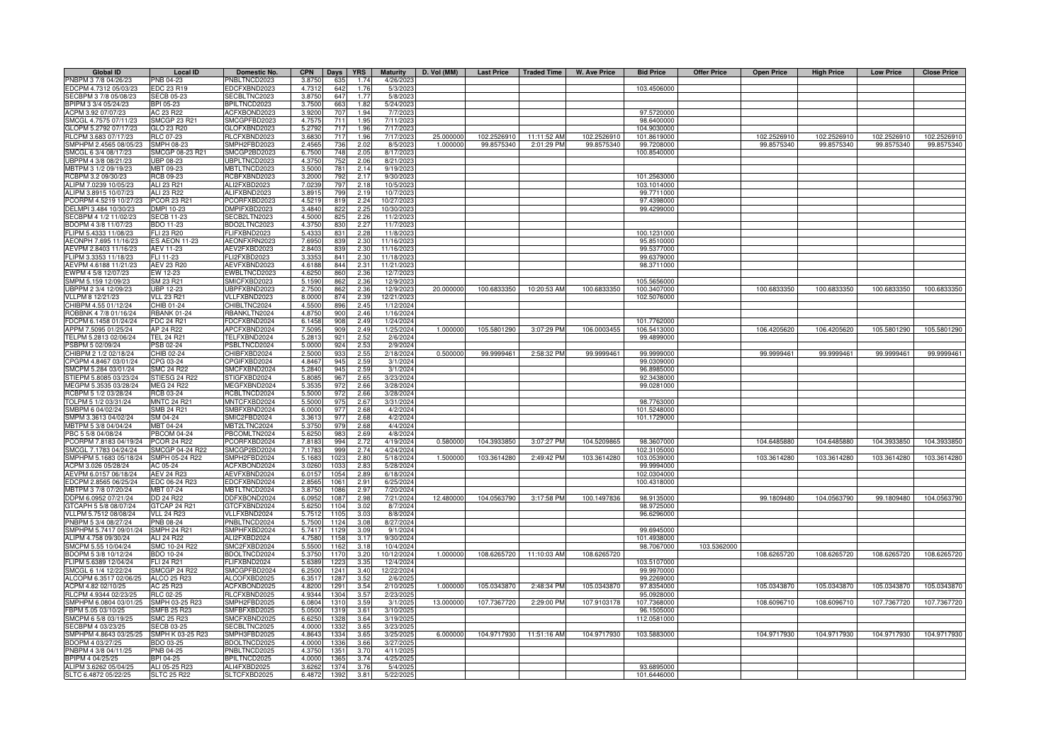| Global ID | Local ID | Domestic No. | CPN | Days | YRS | Maturity | D. Vol (MM) | Last Price | Traded Time | W. Ave Price | Bid Price | Offer Price | Open Price | High Price | Low Price | Close Price |
|---|---|---|---|---|---|---|---|---|---|---|---|---|---|---|---|---|
| PNBPM 3 7/8 04/26/23 | PNB 04-23 | PNBLTNCD2023 | 3.8750 | 635 | 1.74 | 4/26/2023 | | | | | | | | | | |
| EDCPM 4.7312 05/03/23 | EDC 23 R19 | EDCFXBND2023 | 4.7312 | 642 | 1.76 | 5/3/2023 | | | | | 103.4506000 | | | | | |
| SECBPM 3 7/8 05/08/23 | SECB 05-23 | SECBLTNC2023 | 3.8750 | 647 | 1.77 | 5/8/2023 | | | | | | | | | | |
| BPIPM 3 3/4 05/24/23 | BPI 05-23 | BPILTNCD2023 | 3.7500 | 663 | 1.82 | 5/24/2023 | | | | | | | | | | |
| ACPM 3.92 07/07/23 | AC 23 R22 | ACFXBOND2023 | 3.9200 | 707 | 1.94 | 7/7/2023 | | | | | 97.5720000 | | | | | |
| SMCGL 4.7575 07/11/23 | SMCGP 23 R21 | SMCGPFBD2023 | 4.7575 | 711 | 1.95 | 7/11/2023 | | | | | 98.6400000 | | | | | |
| GLOPM 5.2792 07/17/23 | GLO 23 R20 | GLOFXBND2023 | 5.2792 | 717 | 1.96 | 7/17/2023 | | | | | 104.9030000 | | | | | |
| RLCPM 3.683 07/17/23 | RLC 07-23 | RLCFXBND2023 | 3.6830 | 717 | 1.96 | 7/17/2023 | 25.000000 | 102.2526910 | 11:11:52 AM | 102.2526910 | 101.8619000 | | 102.2526910 | 102.2526910 | 102.2526910 | 102.2526910 |
| SMPHPM 2.4565 08/05/23 | SMPH 08-23 | SMPH2FBD2023 | 2.4565 | 736 | 2.02 | 8/5/2023 | 1.000000 | 99.8575340 | 2:01:29 PM | 99.8575340 | 99.7208000 | | 99.8575340 | 99.8575340 | 99.8575340 | 99.8575340 |
| SMCGL 6 3/4 08/17/23 | SMCGP 08-23 R21 | SMCGP2BD2023 | 6.7500 | 748 | 2.05 | 8/17/2023 | | | | | 100.8540000 | | | | | |
| UBPPM 4 3/8 08/21/23 | UBP 08-23 | UBPLTNCD2023 | 4.3750 | 752 | 2.06 | 8/21/2023 | | | | | | | | | | |
| MBTPM 3 1/2 09/19/23 | MBT 09-23 | MBTLTNCD2023 | 3.5000 | 781 | 2.14 | 9/19/2023 | | | | | | | | | | |
| RCBPM 3.2 09/30/23 | RCB 09-23 | RCBFXBND2023 | 3.2000 | 792 | 2.17 | 9/30/2023 | | | | | 101.2563000 | | | | | |
| ALIPM 7.0239 10/05/23 | ALI 23 R21 | ALI2FXBD2023 | 7.0239 | 797 | 2.18 | 10/5/2023 | | | | | 103.1014000 | | | | | |
| ALIPM 3.8915 10/07/23 | ALI 23 R22 | ALIFXBND2023 | 3.8915 | 799 | 2.19 | 10/7/2023 | | | | | 99.7711000 | | | | | |
| PCORPM 4.5219 10/27/23 | PCOR 23 R21 | PCORFXBD2023 | 4.5219 | 819 | 2.24 | 10/27/2023 | | | | | 97.4398000 | | | | | |
| DELMPI 3.484 10/30/23 | DMPI 10-23 | DMPIFXBD2023 | 3.4840 | 822 | 2.25 | 10/30/2023 | | | | | 99.4299000 | | | | | |
| SECBPM 4 1/2 11/02/23 | SECB 11-23 | SECB2LTN2023 | 4.5000 | 825 | 2.26 | 11/2/2023 | | | | | | | | | | |
| BDOPM 4 3/8 11/07/23 | BDO 11-23 | BDO2LTNC2023 | 4.3750 | 830 | 2.27 | 11/7/2023 | | | | | | | | | | |
| FLIPM 5.4333 11/08/23 | FLI 23 R20 | FLIFXBND2023 | 5.4333 | 831 | 2.28 | 11/8/2023 | | | | | 100.1231000 | | | | | |
| AEONPH 7.695 11/16/23 | ES AEON 11-23 | AEONFXRN2023 | 7.6950 | 839 | 2.30 | 11/16/2023 | | | | | 95.8510000 | | | | | |
| AEVPM 2.8403 11/16/23 | AEV 11-23 | AEV2FXBD2023 | 2.8403 | 839 | 2.30 | 11/16/2023 | | | | | 99.5377000 | | | | | |
| FLIPM 3.3353 11/18/23 | FLI 11-23 | FLI2FXBD2023 | 3.3353 | 841 | 2.30 | 11/18/2023 | | | | | 99.6379000 | | | | | |
| AEVPM 4.6188 11/21/23 | AEV 23 R20 | AEVFXBND2023 | 4.6188 | 844 | 2.31 | 11/21/2023 | | | | | 98.3711000 | | | | | |
| EWPM 4 5/8 12/07/23 | EW 12-23 | EWBLTNCD2023 | 4.6250 | 860 | 2.36 | 12/7/2023 | | | | | | | | | | |
| SMPM 5.159 12/09/23 | SM 23 R21 | SMICFXBD2023 | 5.1590 | 862 | 2.36 | 12/9/2023 | | | | | 105.5656000 | | | | | |
| UBPPM 2 3/4 12/09/23 | UBP 12-23 | UBPFXBND2023 | 2.7500 | 862 | 2.36 | 12/9/2023 | 20.000000 | 100.6833350 | 10:20:53 AM | 100.6833350 | 100.3407000 | | 100.6833350 | 100.6833350 | 100.6833350 | 100.6833350 |
| VLLPM 8 12/21/23 | VLL 23 R21 | VLLFXBND2023 | 8.0000 | 874 | 2.39 | 12/21/2023 | | | | | 102.5076000 | | | | | |
| CHIBPM 4.55 01/12/24 | CHIB 01-24 | CHIBLTNC2024 | 4.5500 | 896 | 2.45 | 1/12/2024 | | | | | | | | | | |
| ROBBNK 4 7/8 01/16/24 | RBANK 01-24 | RBANKLTN2024 | 4.8750 | 900 | 2.46 | 1/16/2024 | | | | | | | | | | |
| FDCPM 6.1458 01/24/24 | FDC 24 R21 | FDCFXBND2024 | 6.1458 | 908 | 2.49 | 1/24/2024 | | | | | 101.7762000 | | | | | |
| APPM 7.5095 01/25/24 | AP 24 R22 | APCFXBND2024 | 7.5095 | 909 | 2.49 | 1/25/2024 | 1.000000 | 105.5801290 | 3:07:29 PM | 106.0003455 | 106.5413000 | | 106.4205620 | 106.4205620 | 105.5801290 | 105.5801290 |
| TELPM 5.2813 02/06/24 | TEL 24 R21 | TELFXBND2024 | 5.2813 | 921 | 2.52 | 2/6/2024 | | | | | 99.4899000 | | | | | |
| PSBPM 5 02/09/24 | PSB 02-24 | PSBLTNCD2024 | 5.0000 | 924 | 2.53 | 2/9/2024 | | | | | | | | | | |
| CHIBPM 2 1/2 02/18/24 | CHIB 02-24 | CHIBFXBD2024 | 2.5000 | 933 | 2.55 | 2/18/2024 | 0.500000 | 99.9999461 | 2:58:32 PM | 99.9999461 | 99.9999000 | | 99.9999461 | 99.9999461 | 99.9999461 | 99.9999461 |
| CPGPM 4.8467 03/01/24 | CPG 03-24 | CPGIFXBD2024 | 4.8467 | 945 | 2.59 | 3/1/2024 | | | | | 99.0309000 | | | | | |
| SMCPM 5.284 03/01/24 | SMC 24 R22 | SMCFXBND2024 | 5.2840 | 945 | 2.59 | 3/1/2024 | | | | | 96.8985000 | | | | | |
| STIEPM 5.8085 03/23/24 | STIESG 24 R22 | STIGFXBD2024 | 5.8085 | 967 | 2.65 | 3/23/2024 | | | | | 92.3438000 | | | | | |
| MEGPM 5.3535 03/28/24 | MEG 24 R22 | MEGFXBND2024 | 5.3535 | 972 | 2.66 | 3/28/2024 | | | | | 99.0281000 | | | | | |
| RCBPM 5 1/2 03/28/24 | RCB 03-24 | RCBLTNCD2024 | 5.5000 | 972 | 2.66 | 3/28/2024 | | | | | | | | | | |
| TOLPM 5 1/2 03/31/24 | MNTC 24 R21 | MNTCFXBD2024 | 5.5000 | 975 | 2.67 | 3/31/2024 | | | | | 98.7763000 | | | | | |
| SMBPM 6 04/02/24 | SMB 24 R21 | SMBFXBND2024 | 6.0000 | 977 | 2.68 | 4/2/2024 | | | | | 101.5248000 | | | | | |
| SMPM 3.3613 04/02/24 | SM 04-24 | SMIC2FBD2024 | 3.3613 | 977 | 2.68 | 4/2/2024 | | | | | 101.1729000 | | | | | |
| MBTPM 5 3/8 04/04/24 | MBT 04-24 | MBT2LTNC2024 | 5.3750 | 979 | 2.68 | 4/4/2024 | | | | | | | | | | |
| PBC 5 5/8 04/08/24 | PBCOM 04-24 | PBCOMLTN2024 | 5.6250 | 983 | 2.69 | 4/8/2024 | | | | | | | | | | |
| PCORPM 7.8183 04/19/24 | PCOR 24 R22 | PCORFXBD2024 | 7.8183 | 994 | 2.72 | 4/19/2024 | 0.580000 | 104.3933850 | 3:07:27 PM | 104.5209865 | 98.3607000 | | 104.6485880 | 104.6485880 | 104.3933850 | 104.3933850 |
| SMCGL 7.1783 04/24/24 | SMCGP 04-24 R22 | SMCGP2BD2024 | 7.1783 | 999 | 2.74 | 4/24/2024 | | | | | 102.3105000 | | | | | |
| SMPHPM 5.1683 05/18/24 | SMPH 05-24 R22 | SMPH2FBD2024 | 5.1683 | 1023 | 2.80 | 5/18/2024 | 1.500000 | 103.3614280 | 2:49:42 PM | 103.3614280 | 103.0539000 | | 103.3614280 | 103.3614280 | 103.3614280 | 103.3614280 |
| ACPM 3.026 05/28/24 | AC 05-24 | ACFXBOND2024 | 3.0260 | 1033 | 2.83 | 5/28/2024 | | | | | 99.9994000 | | | | | |
| AEVPM 6.0157 06/18/24 | AEV 24 R23 | AEVFXBND2024 | 6.0157 | 1054 | 2.89 | 6/18/2024 | | | | | 102.0304000 | | | | | |
| EDCPM 2.8565 06/25/24 | EDC 06-24 R23 | EDCFXBND2024 | 2.8565 | 1061 | 2.91 | 6/25/2024 | | | | | 100.4318000 | | | | | |
| MBTPM 3 7/8 07/20/24 | MBT 07-24 | MBTLTNCD2024 | 3.8750 | 1086 | 2.97 | 7/20/2024 | | | | | | | | | | |
| DDPM 6.0952 07/21/24 | DD 24 R22 | DDFXBOND2024 | 6.0952 | 1087 | 2.98 | 7/21/2024 | 12.480000 | 104.0563790 | 3:17:58 PM | 100.1497836 | 98.9135000 | | 99.1809480 | 104.0563790 | 99.1809480 | 104.0563790 |
| GTCAPH 5 5/8 08/07/24 | GTCAP 24 R21 | GTCFXBND2024 | 5.6250 | 1104 | 3.02 | 8/7/2024 | | | | | 98.9725000 | | | | | |
| VLLPM 5.7512 08/08/24 | VLL 24 R23 | VLLFXBND2024 | 5.7512 | 1105 | 3.03 | 8/8/2024 | | | | | 96.6296000 | | | | | |
| PNBPM 5 3/4 08/27/24 | PNB 08-24 | PNBLTNCD2024 | 5.7500 | 1124 | 3.08 | 8/27/2024 | | | | | | | | | | |
| SMPHPM 5.7417 09/01/24 | SMPH 24 R21 | SMPHFXBD2024 | 5.7417 | 1129 | 3.09 | 9/1/2024 | | | | | 99.6945000 | | | | | |
| ALIPM 4.758 09/30/24 | ALI 24 R22 | ALI2FXBD2024 | 4.7580 | 1158 | 3.17 | 9/30/2024 | | | | | 101.4938000 | | | | | |
| SMCPM 5.55 10/04/24 | SMC 10-24 R22 | SMC2FXBD2024 | 5.5500 | 1162 | 3.18 | 10/4/2024 | | | | | 98.7067000 | 103.5362000 | | | | |
| BDOPM 5 3/8 10/12/24 | BDO 10-24 | BDOLTNCD2024 | 5.3750 | 1170 | 3.20 | 10/12/2024 | 1.000000 | 108.6265720 | 11:10:03 AM | 108.6265720 | | | 108.6265720 | 108.6265720 | 108.6265720 | 108.6265720 |
| FLIPM 5.6389 12/04/24 | FLI 24 R21 | FLIFXBND2024 | 5.6389 | 1223 | 3.35 | 12/4/2024 | | | | | 103.5107000 | | | | | |
| SMCGL 6 1/4 12/22/24 | SMCGP 24 R22 | SMCGPFBD2024 | 6.2500 | 1241 | 3.40 | 12/22/2024 | | | | | 99.9970000 | | | | | |
| ALCOPM 6.3517 02/06/25 | ALCO 25 R23 | ALCOFXBD2025 | 6.3517 | 1287 | 3.52 | 2/6/2025 | | | | | 99.2269000 | | | | | |
| ACPM 4.82 02/10/25 | AC 25 R23 | ACFXBOND2025 | 4.8200 | 1291 | 3.54 | 2/10/2025 | 1.000000 | 105.0343870 | 2:48:34 PM | 105.0343870 | 97.8354000 | | 105.0343870 | 105.0343870 | 105.0343870 | 105.0343870 |
| RLCPM 4.9344 02/23/25 | RLC 02-25 | RLCFXBND2025 | 4.9344 | 1304 | 3.57 | 2/23/2025 | | | | | 95.0928000 | | | | | |
| SMPHPM 6.0804 03/01/25 | SMPH 03-25 R23 | SMPH2FBD2025 | 6.0804 | 1310 | 3.59 | 3/1/2025 | 13.000000 | 107.7367720 | 2:29:00 PM | 107.9103178 | 107.7368000 | | 108.6096710 | 108.6096710 | 107.7367720 | 107.7367720 |
| FBPM 5.05 03/10/25 | SMFB 25 R23 | SMFBFXBD2025 | 5.0500 | 1319 | 3.61 | 3/10/2025 | | | | | 96.1505000 | | | | | |
| SMCPM 6 5/8 03/19/25 | SMC 25 R23 | SMCFXBND2025 | 6.6250 | 1328 | 3.64 | 3/19/2025 | | | | | 112.0581000 | | | | | |
| SECBPM 4 03/23/25 | SECB 03-25 | SECBLTNC2025 | 4.0000 | 1332 | 3.65 | 3/23/2025 | | | | | | | | | | |
| SMPHPM 4.8643 03/25/25 | SMPH K 03-25 R23 | SMPH3FBD2025 | 4.8643 | 1334 | 3.65 | 3/25/2025 | 6.000000 | 104.9717930 | 11:51:16 AM | 104.9717930 | 103.5883000 | | 104.9717930 | 104.9717930 | 104.9717930 | 104.9717930 |
| BDOPM 4 03/27/25 | BDO 03-25 | BDOLTNCD2025 | 4.0000 | 1336 | 3.66 | 3/27/2025 | | | | | | | | | | |
| PNBPM 4 3/8 04/11/25 | PNB 04-25 | PNBLTNCD2025 | 4.3750 | 1351 | 3.70 | 4/11/2025 | | | | | | | | | | |
| BPIPM 4 04/25/25 | BPI 04-25 | BPILTNCD2025 | 4.0000 | 1365 | 3.74 | 4/25/2025 | | | | | | | | | | |
| ALIPM 3.6262 05/04/25 | ALI 05-25 R23 | ALI4FXBD2025 | 3.6262 | 1374 | 3.76 | 5/4/2025 | | | | | 93.6895000 | | | | | |
| SLTC 6.4872 05/22/25 | SLTC 25 R22 | SLTCFXBD2025 | 6.4872 | 1392 | 3.81 | 5/22/2025 | | | | | 101.6446000 | | | | | |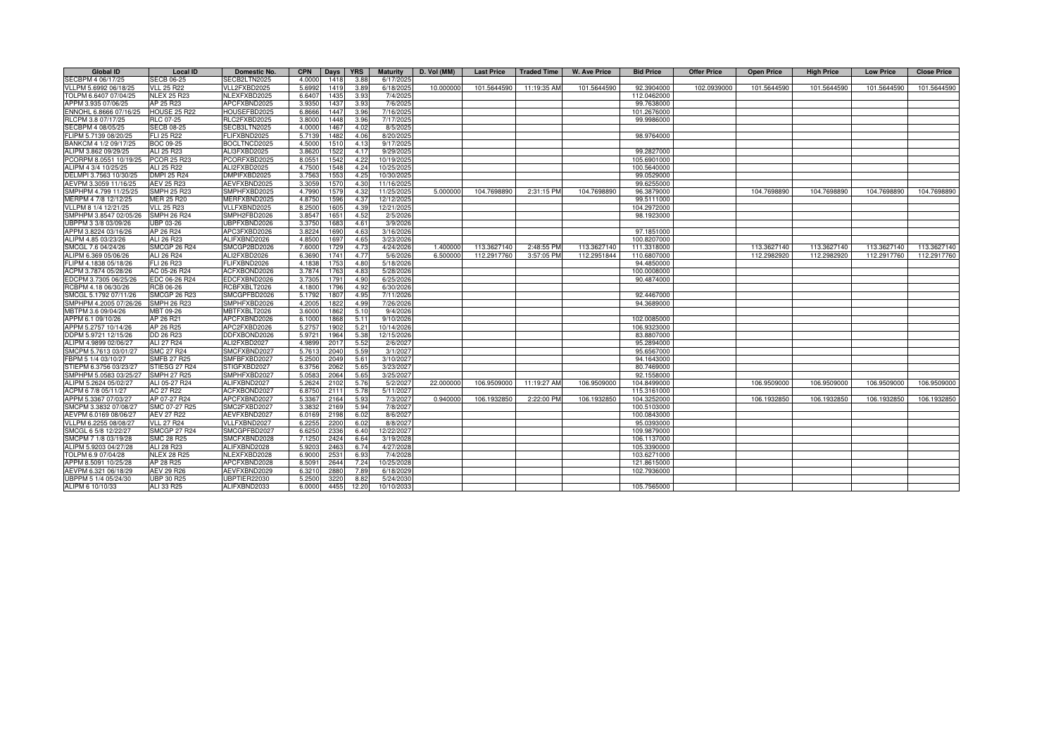| Global ID | Local ID | Domestic No. | CPN | Days | YRS | Maturity | D. Vol (MM) | Last Price | Traded Time | W. Ave Price | Bid Price | Offer Price | Open Price | High Price | Low Price | Close Price |
|---|---|---|---|---|---|---|---|---|---|---|---|---|---|---|---|---|
| SECBPM 4 06/17/25 | SECB 06-25 | SECB2LTN2025 | 4.0000 | 1418 | 3.88 | 6/17/2025 | | | | | | | | | | |
| VLLPM 5.6992 06/18/25 | VLL 25 R22 | VLL2FXBD2025 | 5.6992 | 1419 | 3.89 | 6/18/2025 | 10.000000 | 101.5644590 | 11:19:35 AM | 101.5644590 | 92.3904000 | 102.0939000 | 101.5644590 | 101.5644590 | 101.5644590 | 101.5644590 |
| TOLPM 6.6407 07/04/25 | NLEX 25 R23 | NLEXFXBD2025 | 6.6407 | 1435 | 3.93 | 7/4/2025 | | | | | 112.0462000 | | | | | |
| APPM 3.935 07/06/25 | AP 25 R23 | APCFXBND2025 | 3.9350 | 1437 | 3.93 | 7/6/2025 | | | | | 99.7638000 | | | | | |
| ENNOHL 6.8666 07/16/25 | HOUSE 25 R22 | HOUSEFBD2025 | 6.8666 | 1447 | 3.96 | 7/16/2025 | | | | | 101.2676000 | | | | | |
| RLCPM 3.8 07/17/25 | RLC 07-25 | RLC2FXBD2025 | 3.8000 | 1448 | 3.96 | 7/17/2025 | | | | | 99.9986000 | | | | | |
| SECBPM 4 08/05/25 | SECB 08-25 | SECB3LTN2025 | 4.0000 | 1467 | 4.02 | 8/5/2025 | | | | | | | | | | |
| FLIPM 5.7139 08/20/25 | FLI 25 R22 | FLIFXBND2025 | 5.7139 | 1482 | 4.06 | 8/20/2025 | | | | | 98.9764000 | | | | | |
| BANKCM 4 1/2 09/17/25 | BOC 09-25 | BOCLTNCD2025 | 4.5000 | 1510 | 4.13 | 9/17/2025 | | | | | | | | | | |
| ALIPM 3.862 09/29/25 | ALI 25 R23 | ALI3FXBD2025 | 3.8620 | 1522 | 4.17 | 9/29/2025 | | | | | 99.2827000 | | | | | |
| PCORPM 8.0551 10/19/25 | PCOR 25 R23 | PCORFXBD2025 | 8.0551 | 1542 | 4.22 | 10/19/2025 | | | | | 105.6901000 | | | | | |
| ALIPM 4 3/4 10/25/25 | ALI 25 R22 | ALI2FXBD2025 | 4.7500 | 1548 | 4.24 | 10/25/2025 | | | | | 100.5640000 | | | | | |
| DELMPI 3.7563 10/30/25 | DMPI 25 R24 | DMPIFXBD2025 | 3.7563 | 1553 | 4.25 | 10/30/2025 | | | | | 99.0529000 | | | | | |
| AEVPM 3.3059 11/16/25 | AEV 25 R23 | AEVFXBND2025 | 3.3059 | 1570 | 4.30 | 11/16/2025 | | | | | 99.6255000 | | | | | |
| SMPHPM 4.799 11/25/25 | SMPH 25 R23 | SMPHFXBD2025 | 4.7990 | 1579 | 4.32 | 11/25/2025 | 5.000000 | 104.7698890 | 2:31:15 PM | 104.7698890 | 96.3879000 | | 104.7698890 | 104.7698890 | 104.7698890 | 104.7698890 |
| MERPM 4 7/8 12/12/25 | MER 25 R20 | MERFXBND2025 | 4.8750 | 1596 | 4.37 | 12/12/2025 | | | | | 99.5111000 | | | | | |
| VLLPM 8 1/4 12/21/25 | VLL 25 R23 | VLLFXBND2025 | 8.2500 | 1605 | 4.39 | 12/21/2025 | | | | | 104.2972000 | | | | | |
| SMPHPM 3.8547 02/05/26 | SMPH 26 R24 | SMPH2FBD2026 | 3.8547 | 1651 | 4.52 | 2/5/2026 | | | | | 98.1923000 | | | | | |
| UBPPM 3 3/8 03/09/26 | UBP 03-26 | UBPFXBND2026 | 3.3750 | 1683 | 4.61 | 3/9/2026 | | | | | | | | | | |
| APPM 3.8224 03/16/26 | AP 26 R24 | APC3FXBD2026 | 3.8224 | 1690 | 4.63 | 3/16/2026 | | | | | 97.1851000 | | | | | |
| ALIPM 4.85 03/23/26 | ALI 26 R23 | ALIFXBND2026 | 4.8500 | 1697 | 4.65 | 3/23/2026 | | | | | 100.8207000 | | | | | |
| SMCGL 7.6 04/24/26 | SMCGP 26 R24 | SMCGP2BD2026 | 7.6000 | 1729 | 4.73 | 4/24/2026 | 1.400000 | 113.3627140 | 2:48:55 PM | 113.3627140 | 111.3318000 | | 113.3627140 | 113.3627140 | 113.3627140 | 113.3627140 |
| ALIPM 6.369 05/06/26 | ALI 26 R24 | ALI2FXBD2026 | 6.3690 | 1741 | 4.77 | 5/6/2026 | 6.500000 | 112.2917760 | 3:57:05 PM | 112.2951844 | 110.6807000 | | 112.2982920 | 112.2982920 | 112.2917760 | 112.2917760 |
| FLIPM 4.1838 05/18/26 | FLI 26 R23 | FLIFXBND2026 | 4.1838 | 1753 | 4.80 | 5/18/2026 | | | | | 94.4850000 | | | | | |
| ACPM 3.7874 05/28/26 | AC 05-26 R24 | ACFXBOND2026 | 3.7874 | 1763 | 4.83 | 5/28/2026 | | | | | 100.0008000 | | | | | |
| EDCPM 3.7305 06/25/26 | EDC 06-26 R24 | EDCFXBND2026 | 3.7305 | 1791 | 4.90 | 6/25/2026 | | | | | 90.4874000 | | | | | |
| RCBPM 4.18 06/30/26 | RCB 06-26 | RCBFXBLT2026 | 4.1800 | 1796 | 4.92 | 6/30/2026 | | | | | | | | | | |
| SMCGL 5.1792 07/11/26 | SMCGP 26 R23 | SMCGPFBD2026 | 5.1792 | 1807 | 4.95 | 7/11/2026 | | | | | 92.4467000 | | | | | |
| SMPHPM 4.2005 07/26/26 | SMPH 26 R23 | SMPHFXBD2026 | 4.2005 | 1822 | 4.99 | 7/26/2026 | | | | | 94.3689000 | | | | | |
| MBTPM 3.6 09/04/26 | MBT 09-26 | MBTFXBLT2026 | 3.6000 | 1862 | 5.10 | 9/4/2026 | | | | | | | | | | |
| APPM 6.1 09/10/26 | AP 26 R21 | APCFXBND2026 | 6.1000 | 1868 | 5.11 | 9/10/2026 | | | | | 102.0085000 | | | | | |
| APPM 5.2757 10/14/26 | AP 26 R25 | APC2FXBD2026 | 5.2757 | 1902 | 5.21 | 10/14/2026 | | | | | 106.9323000 | | | | | |
| DDPM 5.9721 12/15/26 | DD 26 R23 | DDFXBOND2026 | 5.9721 | 1964 | 5.38 | 12/15/2026 | | | | | 83.8807000 | | | | | |
| ALIPM 4.9899 02/06/27 | ALI 27 R24 | ALI2FXBD2027 | 4.9899 | 2017 | 5.52 | 2/6/2027 | | | | | 95.2894000 | | | | | |
| SMCPM 5.7613 03/01/27 | SMC 27 R24 | SMCFXBND2027 | 5.7613 | 2040 | 5.59 | 3/1/2027 | | | | | 95.6567000 | | | | | |
| FBPM 5 1/4 03/10/27 | SMFB 27 R25 | SMFBFXBD2027 | 5.2500 | 2049 | 5.61 | 3/10/2027 | | | | | 94.1643000 | | | | | |
| STIEPM 6.3756 03/23/27 | STIESG 27 R24 | STIGFXBD2027 | 6.3756 | 2062 | 5.65 | 3/23/2027 | | | | | 80.7469000 | | | | | |
| SMPHPM 5.0583 03/25/27 | SMPH 27 R25 | SMPHFXBD2027 | 5.0583 | 2064 | 5.65 | 3/25/2027 | | | | | 92.1558000 | | | | | |
| ALIPM 5.2624 05/02/27 | ALI 05-27 R24 | ALIFXBND2027 | 5.2624 | 2102 | 5.76 | 5/2/2027 | 22.000000 | 106.9509000 | 11:19:27 AM | 106.9509000 | 104.8499000 | | 106.9509000 | 106.9509000 | 106.9509000 | 106.9509000 |
| ACPM 6 7/8 05/11/27 | AC 27 R22 | ACFXBOND2027 | 6.8750 | 2111 | 5.78 | 5/11/2027 | | | | | 115.3161000 | | | | | |
| APPM 5.3367 07/03/27 | AP 07-27 R24 | APCFXBND2027 | 5.3367 | 2164 | 5.93 | 7/3/2027 | 0.940000 | 106.1932850 | 2:22:00 PM | 106.1932850 | 104.3252000 | | 106.1932850 | 106.1932850 | 106.1932850 | 106.1932850 |
| SMCPM 3.3832 07/08/27 | SMC 07-27 R25 | SMC2FXBD2027 | 3.3832 | 2169 | 5.94 | 7/8/2027 | | | | | 100.5103000 | | | | | |
| AEVPM 6.0169 08/06/27 | AEV 27 R22 | AEVFXBND2027 | 6.0169 | 2198 | 6.02 | 8/6/2027 | | | | | 100.0843000 | | | | | |
| VLLPM 6.2255 08/08/27 | VLL 27 R24 | VLLFXBND2027 | 6.2255 | 2200 | 6.02 | 8/8/2027 | | | | | 95.0393000 | | | | | |
| SMCGL 6 5/8 12/22/27 | SMCGP 27 R24 | SMCGPFBD2027 | 6.6250 | 2336 | 6.40 | 12/22/2027 | | | | | 109.9879000 | | | | | |
| SMCPM 7 1/8 03/19/28 | SMC 28 R25 | SMCFXBND2028 | 7.1250 | 2424 | 6.64 | 3/19/2028 | | | | | 106.1137000 | | | | | |
| ALIPM 5.9203 04/27/28 | ALI 28 R23 | ALIFXBND2028 | 5.9203 | 2463 | 6.74 | 4/27/2028 | | | | | 105.3390000 | | | | | |
| TOLPM 6.9 07/04/28 | NLEX 28 R25 | NLEXFXBD2028 | 6.9000 | 2531 | 6.93 | 7/4/2028 | | | | | 103.6271000 | | | | | |
| APPM 8.5091 10/25/28 | AP 28 R25 | APCFXBND2028 | 8.5091 | 2644 | 7.24 | 10/25/2028 | | | | | 121.8615000 | | | | | |
| AEVPM 6.321 06/18/29 | AEV 29 R26 | AEVFXBND2029 | 6.3210 | 2880 | 7.89 | 6/18/2029 | | | | | 102.7936000 | | | | | |
| UBPPM 5 1/4 05/24/30 | UBP 30 R25 | UBPTIER22030 | 5.2500 | 3220 | 8.82 | 5/24/2030 | | | | | | | | | | |
| ALIPM 6 10/10/33 | ALI 33 R25 | ALIFXBND2033 | 6.0000 | 4455 | 12.20 | 10/10/2033 | | | | | 105.7565000 | | | | | |